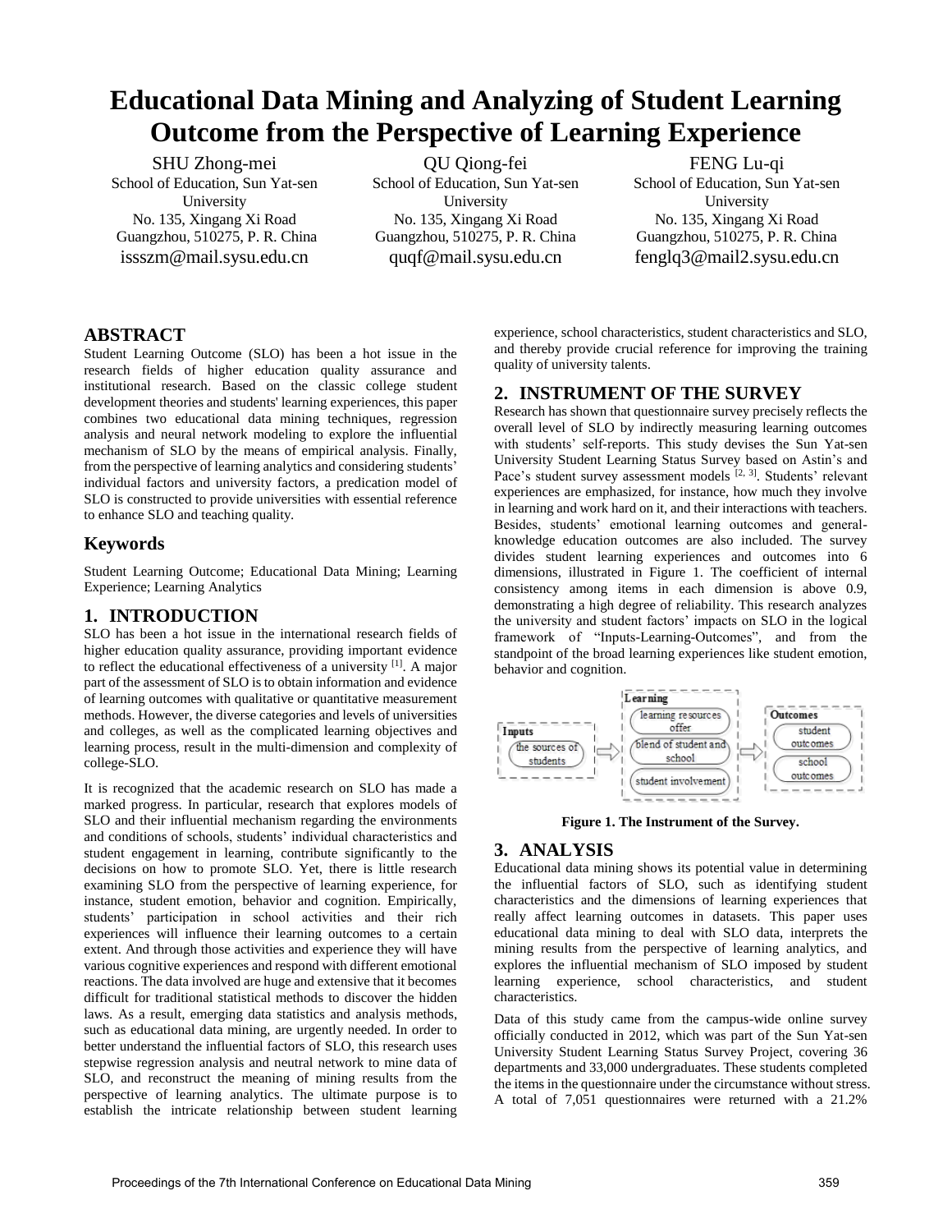# Educational Data Mining and Analyzing of Student Learning Outcome from the Perspective of Learning Experience

SHU Zhong-mei
School of Education, Sun Yat-sen University
No. 135, Xingang Xi Road
Guangzhou, 510275, P. R. China
issszm@mail.sysu.edu.cn

QU Qiong-fei
School of Education, Sun Yat-sen University
No. 135, Xingang Xi Road
Guangzhou, 510275, P. R. China
quqf@mail.sysu.edu.cn

FENG Lu-qi
School of Education, Sun Yat-sen University
No. 135, Xingang Xi Road
Guangzhou, 510275, P. R. China
fenglq3@mail2.sysu.edu.cn

## ABSTRACT

Student Learning Outcome (SLO) has been a hot issue in the research fields of higher education quality assurance and institutional research. Based on the classic college student development theories and students' learning experiences, this paper combines two educational data mining techniques, regression analysis and neural network modeling to explore the influential mechanism of SLO by the means of empirical analysis. Finally, from the perspective of learning analytics and considering students' individual factors and university factors, a predication model of SLO is constructed to provide universities with essential reference to enhance SLO and teaching quality.

## Keywords

Student Learning Outcome; Educational Data Mining; Learning Experience; Learning Analytics

## 1. INTRODUCTION

SLO has been a hot issue in the international research fields of higher education quality assurance, providing important evidence to reflect the educational effectiveness of a university [1]. A major part of the assessment of SLO is to obtain information and evidence of learning outcomes with qualitative or quantitative measurement methods. However, the diverse categories and levels of universities and colleges, as well as the complicated learning objectives and learning process, result in the multi-dimension and complexity of college-SLO.

It is recognized that the academic research on SLO has made a marked progress. In particular, research that explores models of SLO and their influential mechanism regarding the environments and conditions of schools, students' individual characteristics and student engagement in learning, contribute significantly to the decisions on how to promote SLO. Yet, there is little research examining SLO from the perspective of learning experience, for instance, student emotion, behavior and cognition. Empirically, students' participation in school activities and their rich experiences will influence their learning outcomes to a certain extent. And through those activities and experience they will have various cognitive experiences and respond with different emotional reactions. The data involved are huge and extensive that it becomes difficult for traditional statistical methods to discover the hidden laws. As a result, emerging data statistics and analysis methods, such as educational data mining, are urgently needed. In order to better understand the influential factors of SLO, this research uses stepwise regression analysis and neutral network to mine data of SLO, and reconstruct the meaning of mining results from the perspective of learning analytics. The ultimate purpose is to establish the intricate relationship between student learning experience, school characteristics, student characteristics and SLO, and thereby provide crucial reference for improving the training quality of university talents.

## 2. INSTRUMENT OF THE SURVEY

Research has shown that questionnaire survey precisely reflects the overall level of SLO by indirectly measuring learning outcomes with students' self-reports. This study devises the Sun Yat-sen University Student Learning Status Survey based on Astin's and Pace's student survey assessment models [2, 3]. Students' relevant experiences are emphasized, for instance, how much they involve in learning and work hard on it, and their interactions with teachers. Besides, students' emotional learning outcomes and general-knowledge education outcomes are also included. The survey divides student learning experiences and outcomes into 6 dimensions, illustrated in Figure 1. The coefficient of internal consistency among items in each dimension is above 0.9, demonstrating a high degree of reliability. This research analyzes the university and student factors' impacts on SLO in the logical framework of "Inputs-Learning-Outcomes", and from the standpoint of the broad learning experiences like student emotion, behavior and cognition.

Inputs: the sources of students → Learning: learning resources offer; blend of student and school; student involvement → Outcomes: student outcomes; school outcomes

**Figure 1. The Instrument of the Survey.**

## 3. ANALYSIS

Educational data mining shows its potential value in determining the influential factors of SLO, such as identifying student characteristics and the dimensions of learning experiences that really affect learning outcomes in datasets. This paper uses educational data mining to deal with SLO data, interprets the mining results from the perspective of learning analytics, and explores the influential mechanism of SLO imposed by student learning experience, school characteristics, and student characteristics.

Data of this study came from the campus-wide online survey officially conducted in 2012, which was part of the Sun Yat-sen University Student Learning Status Survey Project, covering 36 departments and 33,000 undergraduates. These students completed the items in the questionnaire under the circumstance without stress. A total of 7,051 questionnaires were returned with a 21.2%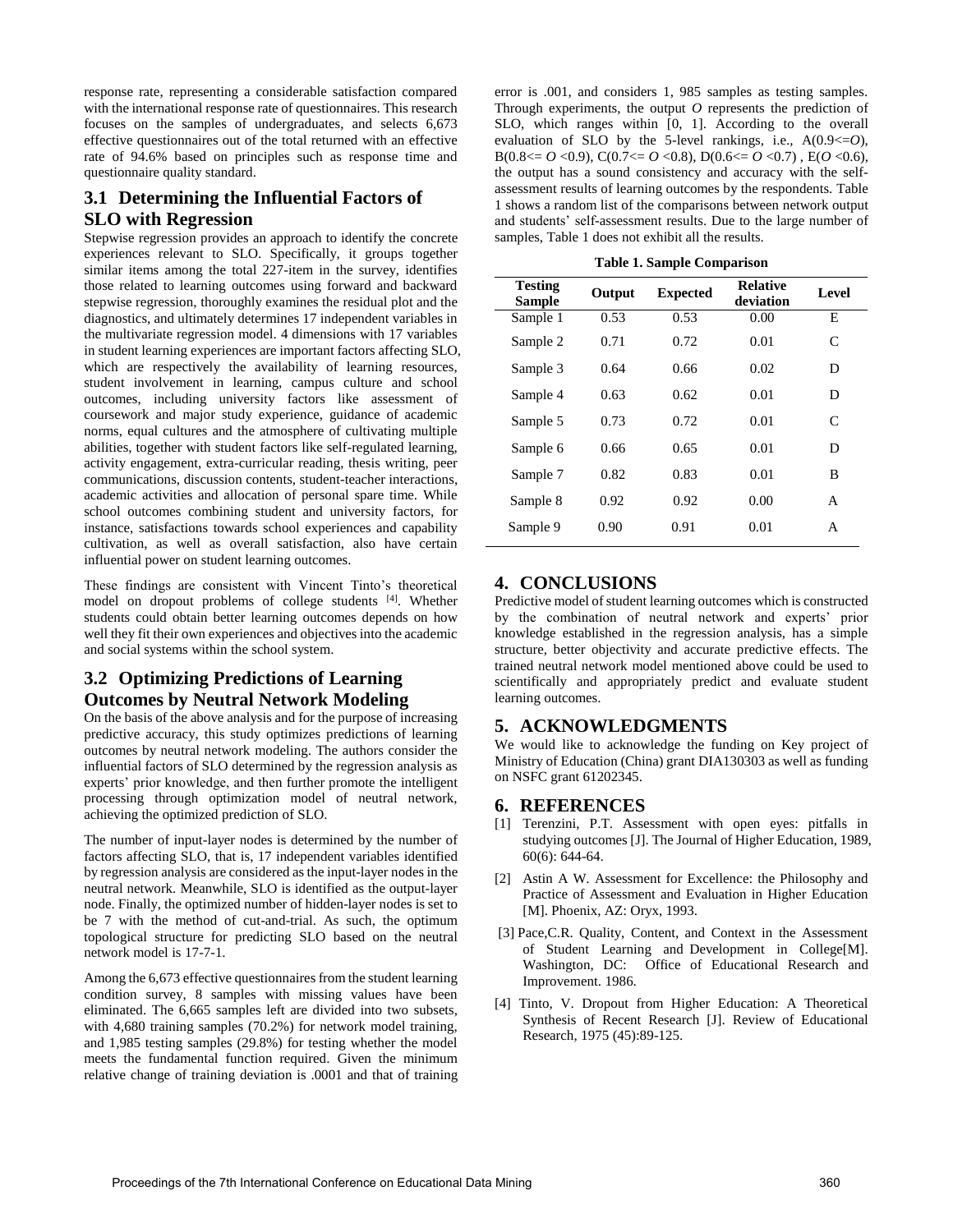response rate, representing a considerable satisfaction compared with the international response rate of questionnaires. This research focuses on the samples of undergraduates, and selects 6,673 effective questionnaires out of the total returned with an effective rate of 94.6% based on principles such as response time and questionnaire quality standard.

## 3.1 Determining the Influential Factors of SLO with Regression

Stepwise regression provides an approach to identify the concrete experiences relevant to SLO. Specifically, it groups together similar items among the total 227-item in the survey, identifies those related to learning outcomes using forward and backward stepwise regression, thoroughly examines the residual plot and the diagnostics, and ultimately determines 17 independent variables in the multivariate regression model. 4 dimensions with 17 variables in student learning experiences are important factors affecting SLO, which are respectively the availability of learning resources, student involvement in learning, campus culture and school outcomes, including university factors like assessment of coursework and major study experience, guidance of academic norms, equal cultures and the atmosphere of cultivating multiple abilities, together with student factors like self-regulated learning, activity engagement, extra-curricular reading, thesis writing, peer communications, discussion contents, student-teacher interactions, academic activities and allocation of personal spare time. While school outcomes combining student and university factors, for instance, satisfactions towards school experiences and capability cultivation, as well as overall satisfaction, also have certain influential power on student learning outcomes.

These findings are consistent with Vincent Tinto's theoretical model on dropout problems of college students [4]. Whether students could obtain better learning outcomes depends on how well they fit their own experiences and objectives into the academic and social systems within the school system.

## 3.2 Optimizing Predictions of Learning Outcomes by Neutral Network Modeling

On the basis of the above analysis and for the purpose of increasing predictive accuracy, this study optimizes predictions of learning outcomes by neutral network modeling. The authors consider the influential factors of SLO determined by the regression analysis as experts' prior knowledge, and then further promote the intelligent processing through optimization model of neutral network, achieving the optimized prediction of SLO.

The number of input-layer nodes is determined by the number of factors affecting SLO, that is, 17 independent variables identified by regression analysis are considered as the input-layer nodes in the neutral network. Meanwhile, SLO is identified as the output-layer node. Finally, the optimized number of hidden-layer nodes is set to be 7 with the method of cut-and-trial. As such, the optimum topological structure for predicting SLO based on the neutral network model is 17-7-1.

Among the 6,673 effective questionnaires from the student learning condition survey, 8 samples with missing values have been eliminated. The 6,665 samples left are divided into two subsets, with 4,680 training samples (70.2%) for network model training, and 1,985 testing samples (29.8%) for testing whether the model meets the fundamental function required. Given the minimum relative change of training deviation is .0001 and that of training error is .001, and considers 1, 985 samples as testing samples. Through experiments, the output $O$ represents the prediction of SLO, which ranges within [0, 1]. According to the overall evaluation of SLO by the 5-level rankings, i.e., A($0.9 <= O$), B($0.8 <= O < 0.9$), C($0.7 <= O < 0.8$), D($0.6 <= O < 0.7$) , E($O < 0.6$), the output has a sound consistency and accuracy with the self-assessment results of learning outcomes by the respondents. Table 1 shows a random list of the comparisons between network output and students' self-assessment results. Due to the large number of samples, Table 1 does not exhibit all the results.

**Table 1. Sample Comparison**

| Testing Sample | Output | Expected | Relative deviation | Level |
|---|---|---|---|---|
| Sample 1 | 0.53 | 0.53 | 0.00 | E |
| Sample 2 | 0.71 | 0.72 | 0.01 | C |
| Sample 3 | 0.64 | 0.66 | 0.02 | D |
| Sample 4 | 0.63 | 0.62 | 0.01 | D |
| Sample 5 | 0.73 | 0.72 | 0.01 | C |
| Sample 6 | 0.66 | 0.65 | 0.01 | D |
| Sample 7 | 0.82 | 0.83 | 0.01 | B |
| Sample 8 | 0.92 | 0.92 | 0.00 | A |
| Sample 9 | 0.90 | 0.91 | 0.01 | A |

# 4. CONCLUSIONS

Predictive model of student learning outcomes which is constructed by the combination of neutral network and experts' prior knowledge established in the regression analysis, has a simple structure, better objectivity and accurate predictive effects. The trained neutral network model mentioned above could be used to scientifically and appropriately predict and evaluate student learning outcomes.

# 5. ACKNOWLEDGMENTS

We would like to acknowledge the funding on Key project of Ministry of Education (China) grant DIA130303 as well as funding on NSFC grant 61202345.

# 6. REFERENCES

[1] Terenzini, P.T. Assessment with open eyes: pitfalls in studying outcomes [J]. The Journal of Higher Education, 1989, 60(6): 644-64.

[2] Astin A W. Assessment for Excellence: the Philosophy and Practice of Assessment and Evaluation in Higher Education [M]. Phoenix, AZ: Oryx, 1993.

[3] Pace,C.R. Quality, Content, and Context in the Assessment of Student Learning and Development in College[M]. Washington, DC: Office of Educational Research and Improvement. 1986.

[4] Tinto, V. Dropout from Higher Education: A Theoretical Synthesis of Recent Research [J]. Review of Educational Research, 1975 (45):89-125.